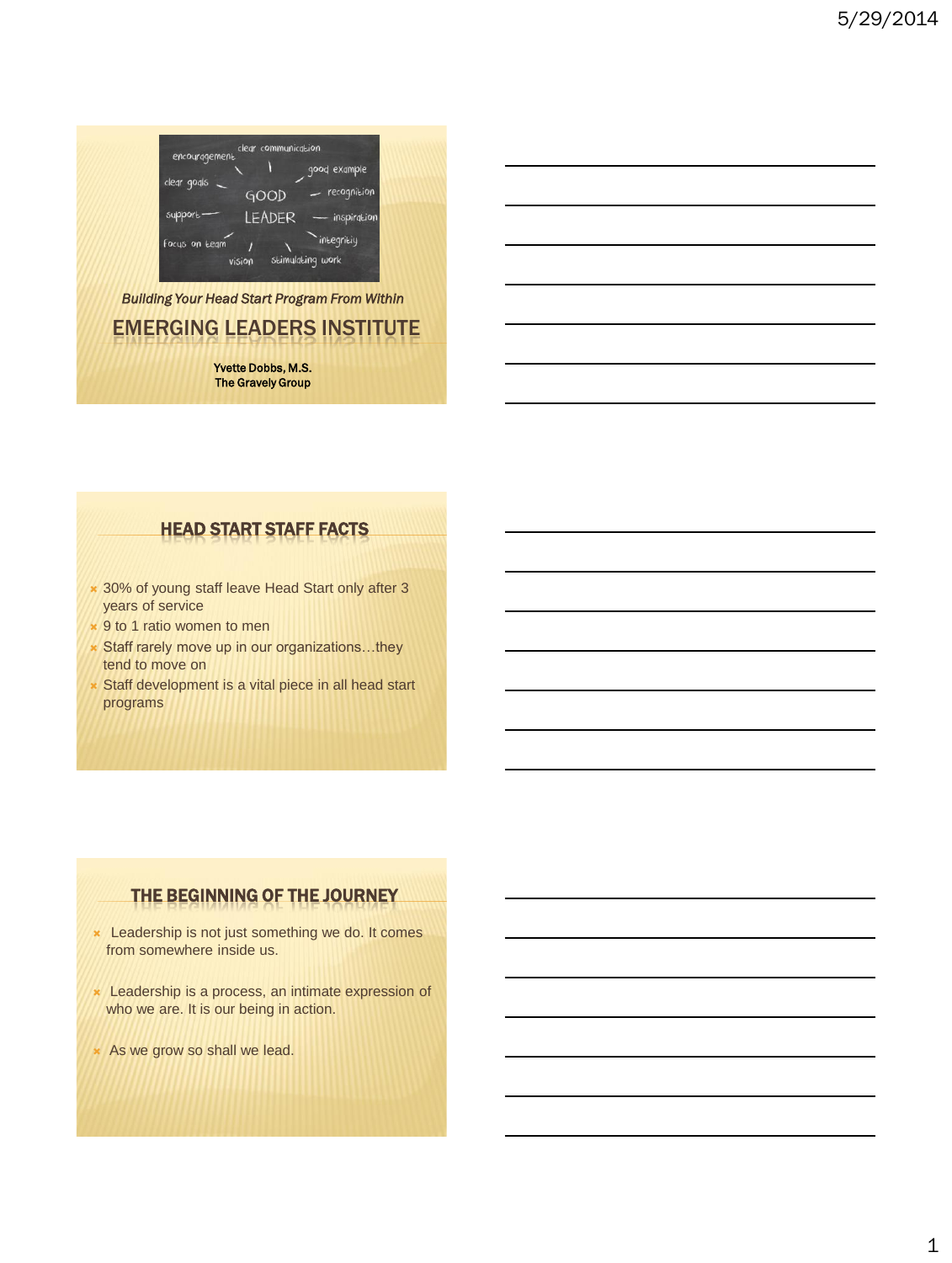*Building Your Head Start Program From Within*

# EMERGING LEADERS INSTITUTE

Yvette Dobbs, M.S.
The Gravely Group

## HEAD START STAFF FACTS

- 30% of young staff leave Head Start only after 3 years of service
- 9 to 1 ratio women to men
- Staff rarely move up in our organizations…they tend to move on
- Staff development is a vital piece in all head start programs

## THE BEGINNING OF THE JOURNEY

- Leadership is not just something we do. It comes from somewhere inside us.
- Leadership is a process, an intimate expression of who we are. It is our being in action.
- As we grow so shall we lead.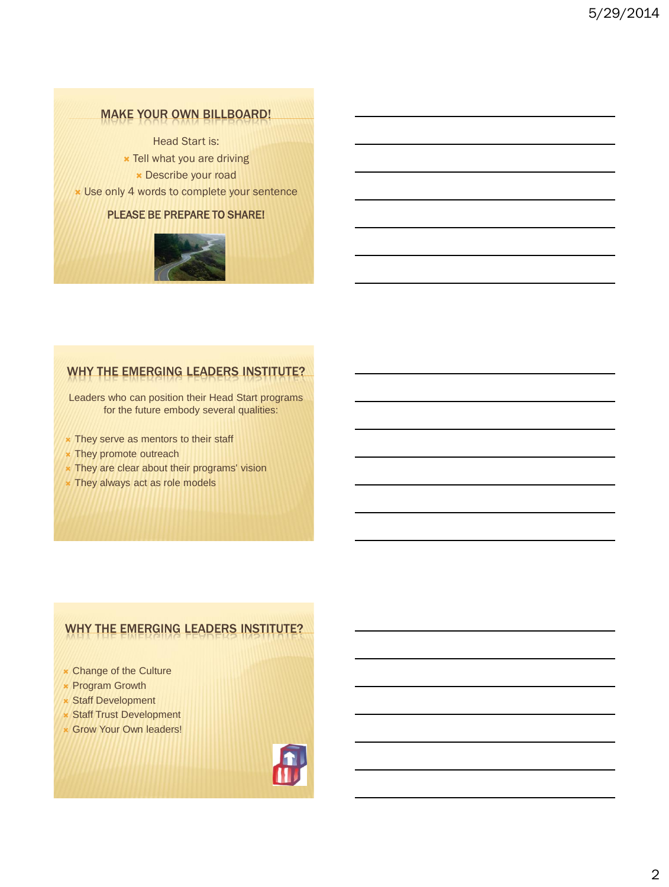## MAKE YOUR OWN BILLBOARD!

Head Start is:

- Tell what you are driving
- Describe your road
- Use only 4 words to complete your sentence

**PLEASE BE PREPARE TO SHARE!**

## WHY THE EMERGING LEADERS INSTITUTE?

Leaders who can position their Head Start programs for the future embody several qualities:

- They serve as mentors to their staff
- They promote outreach
- They are clear about their programs' vision
- They always act as role models

## WHY THE EMERGING LEADERS INSTITUTE?

- Change of the Culture
- Program Growth
- Staff Development
- Staff Trust Development
- Grow Your Own leaders!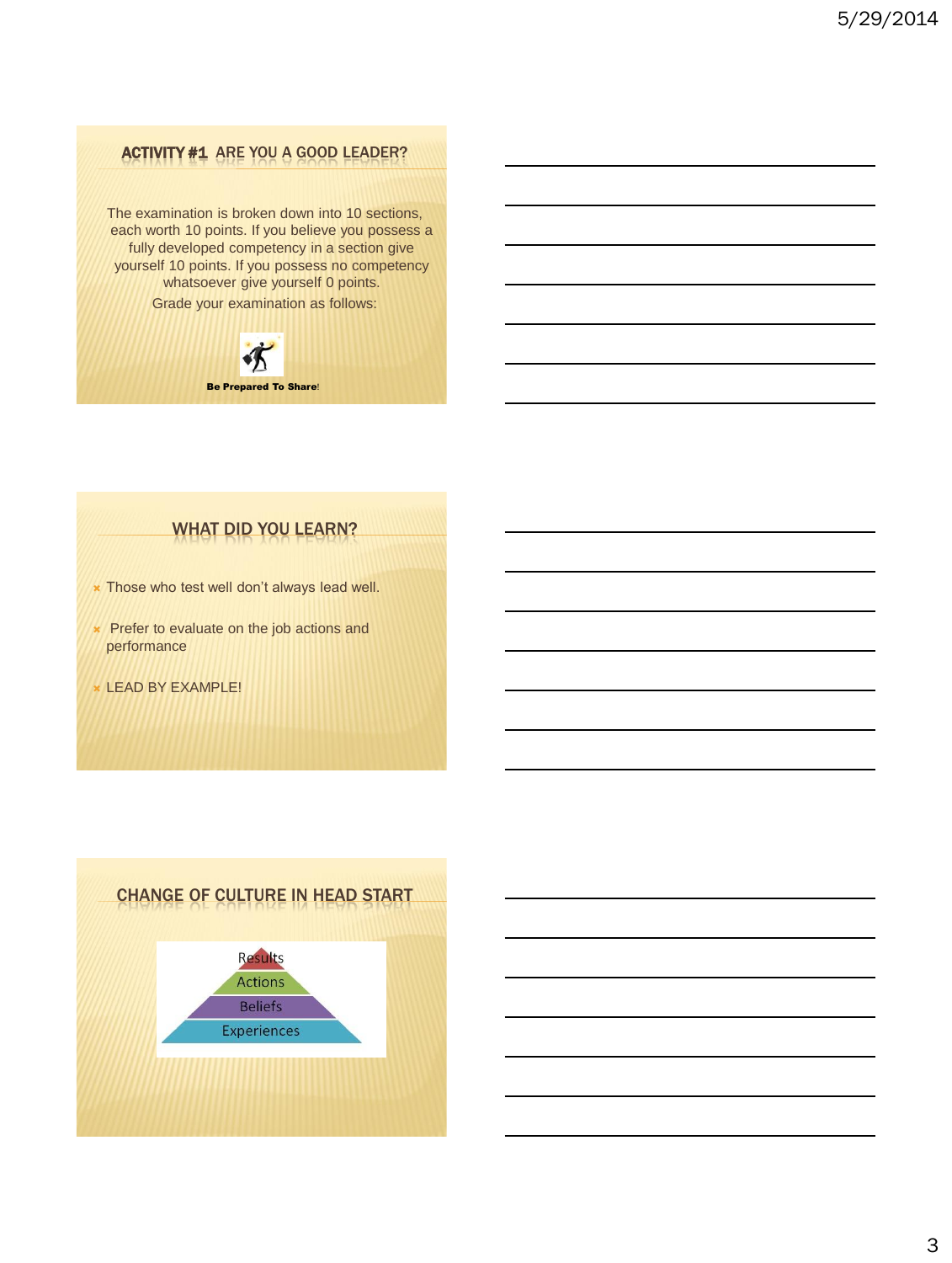## ACTIVITY #1 ARE YOU A GOOD LEADER?

The examination is broken down into 10 sections, each worth 10 points. If you believe you possess a fully developed competency in a section give yourself 10 points. If you possess no competency whatsoever give yourself 0 points.

Grade your examination as follows:

**Be Prepared To Share!**

## WHAT DID YOU LEARN?

- Those who test well don't always lead well.
- Prefer to evaluate on the job actions and performance
- LEAD BY EXAMPLE!

## CHANGE OF CULTURE IN HEAD START

- Results
- Actions
- Beliefs
- Experiences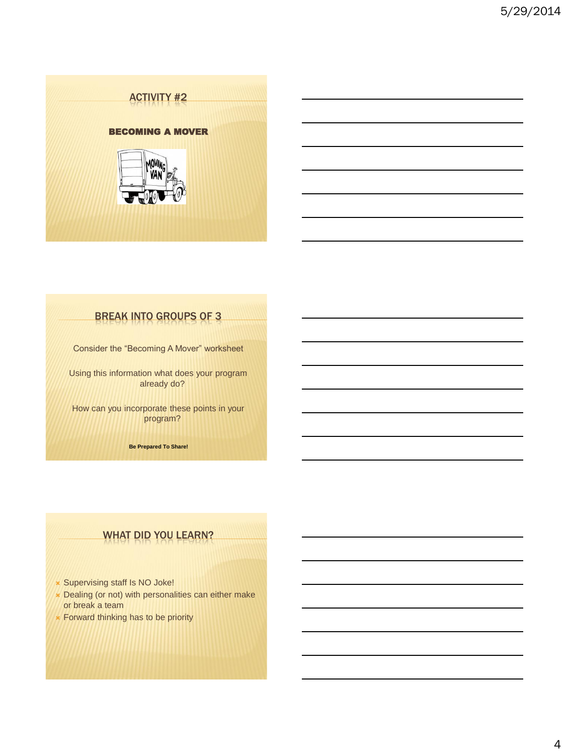## ACTIVITY #2

**BECOMING A MOVER**

## BREAK INTO GROUPS OF 3

Consider the "Becoming A Mover" worksheet

Using this information what does your program already do?

How can you incorporate these points in your program?

**Be Prepared To Share!**

## WHAT DID YOU LEARN?

- Supervising staff Is NO Joke!
- Dealing (or not) with personalities can either make or break a team
- Forward thinking has to be priority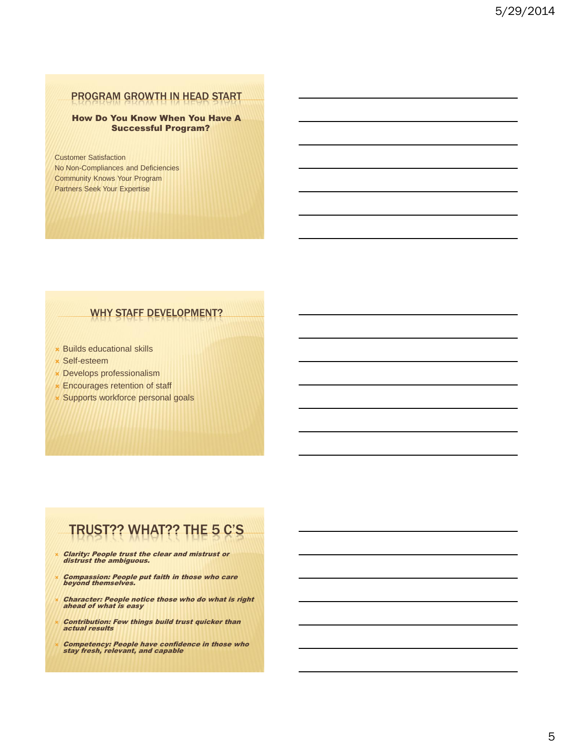## PROGRAM GROWTH IN HEAD START

**How Do You Know When You Have A Successful Program?**

Customer Satisfaction
No Non-Compliances and Deficiencies
Community Knows Your Program
Partners Seek Your Expertise

## WHY STAFF DEVELOPMENT?

- Builds educational skills
- Self-esteem
- Develops professionalism
- Encourages retention of staff
- Supports workforce personal goals

## TRUST?? WHAT?? THE 5 C'S

- ***Clarity: People trust the clear and mistrust or distrust the ambiguous.***
- ***Compassion: People put faith in those who care beyond themselves.***
- ***Character: People notice those who do what is right ahead of what is easy***
- ***Contribution: Few things build trust quicker than actual results***
- ***Competency: People have confidence in those who stay fresh, relevant, and capable***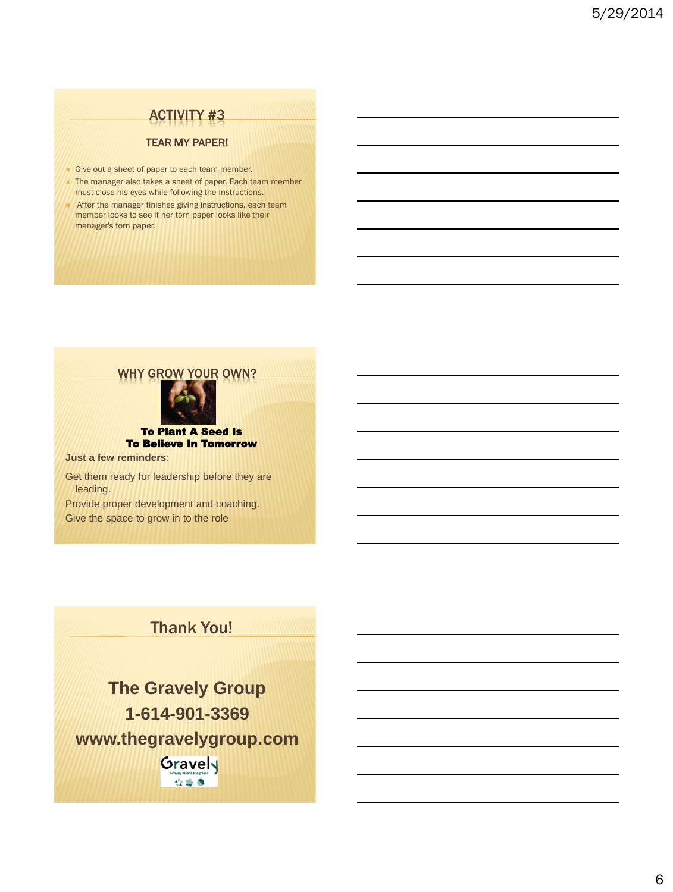## ACTIVITY #3

### TEAR MY PAPER!

- Give out a sheet of paper to each team member.
- The manager also takes a sheet of paper. Each team member must close his eyes while following the instructions.
- After the manager finishes giving instructions, each team member looks to see if her torn paper looks like their manager's torn paper.

## WHY GROW YOUR OWN?

**To Plant A Seed Is**
**To Believe In Tomorrow**

**Just a few reminders**:

Get them ready for leadership before they are leading.

Provide proper development and coaching.

Give the space to grow in to the role

## Thank You!

**The Gravely Group**
**1-614-901-3369**
**www.thegravelygroup.com**

Gravely
Gravely Means Progress!